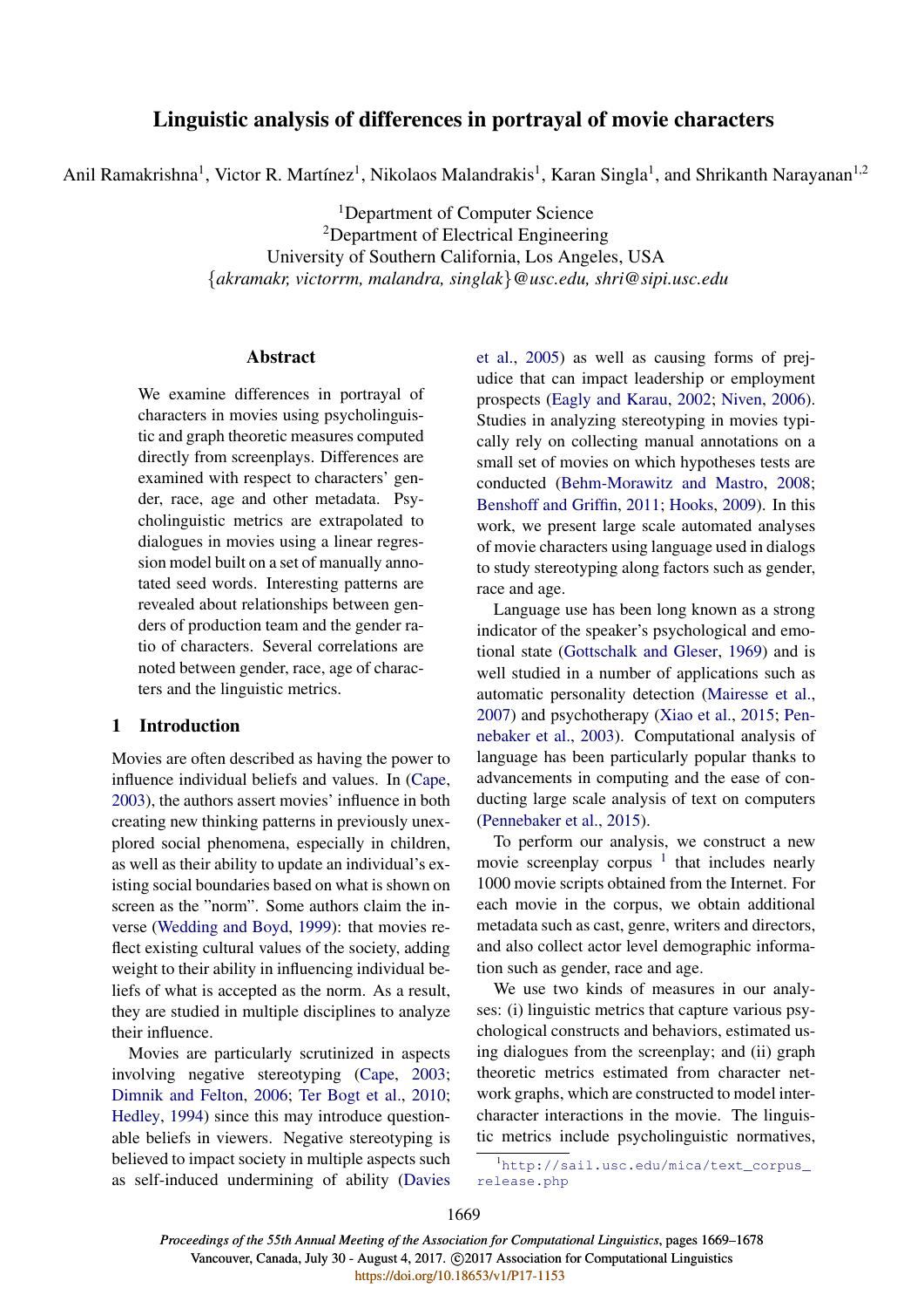# Linguistic analysis of differences in portrayal of movie characters

Anil Ramakrishna[1], Victor R. Martínez[1], Nikolaos Malandrakis[1], Karan Singla[1], and Shrikanth Narayanan[1,2]

[1]Department of Computer Science
[2]Department of Electrical Engineering
University of Southern California, Los Angeles, USA
{*akramakr, victorrm, malandra, singlak*}*@usc.edu, shri@sipi.usc.edu*

## Abstract

We examine differences in portrayal of characters in movies using psycholinguistic and graph theoretic measures computed directly from screenplays. Differences are examined with respect to characters' gender, race, age and other metadata. Psycholinguistic metrics are extrapolated to dialogues in movies using a linear regression model built on a set of manually annotated seed words. Interesting patterns are revealed about relationships between genders of production team and the gender ratio of characters. Several correlations are noted between gender, race, age of characters and the linguistic metrics.

## 1 Introduction

Movies are often described as having the power to influence individual beliefs and values. In (Cape, 2003), the authors assert movies' influence in both creating new thinking patterns in previously unexplored social phenomena, especially in children, as well as their ability to update an individual's existing social boundaries based on what is shown on screen as the "norm". Some authors claim the inverse (Wedding and Boyd, 1999): that movies reflect existing cultural values of the society, adding weight to their ability in influencing individual beliefs of what is accepted as the norm. As a result, they are studied in multiple disciplines to analyze their influence.

Movies are particularly scrutinized in aspects involving negative stereotyping (Cape, 2003; Dimnik and Felton, 2006; Ter Bogt et al., 2010; Hedley, 1994) since this may introduce questionable beliefs in viewers. Negative stereotyping is believed to impact society in multiple aspects such as self-induced undermining of ability (Davies et al., 2005) as well as causing forms of prejudice that can impact leadership or employment prospects (Eagly and Karau, 2002; Niven, 2006). Studies in analyzing stereotyping in movies typically rely on collecting manual annotations on a small set of movies on which hypotheses tests are conducted (Behm-Morawitz and Mastro, 2008; Benshoff and Griffin, 2011; Hooks, 2009). In this work, we present large scale automated analyses of movie characters using language used in dialogs to study stereotyping along factors such as gender, race and age.

Language use has been long known as a strong indicator of the speaker's psychological and emotional state (Gottschalk and Gleser, 1969) and is well studied in a number of applications such as automatic personality detection (Mairesse et al., 2007) and psychotherapy (Xiao et al., 2015; Pennebaker et al., 2003). Computational analysis of language has been particularly popular thanks to advancements in computing and the ease of conducting large scale analysis of text on computers (Pennebaker et al., 2015).

To perform our analysis, we construct a new movie screenplay corpus [1] that includes nearly 1000 movie scripts obtained from the Internet. For each movie in the corpus, we obtain additional metadata such as cast, genre, writers and directors, and also collect actor level demographic information such as gender, race and age.

We use two kinds of measures in our analyses: (i) linguistic metrics that capture various psychological constructs and behaviors, estimated using dialogues from the screenplay; and (ii) graph theoretic metrics estimated from character network graphs, which are constructed to model inter-character interactions in the movie. The linguistic metrics include psycholinguistic normatives,

[1]http://sail.usc.edu/mica/text_corpus_release.php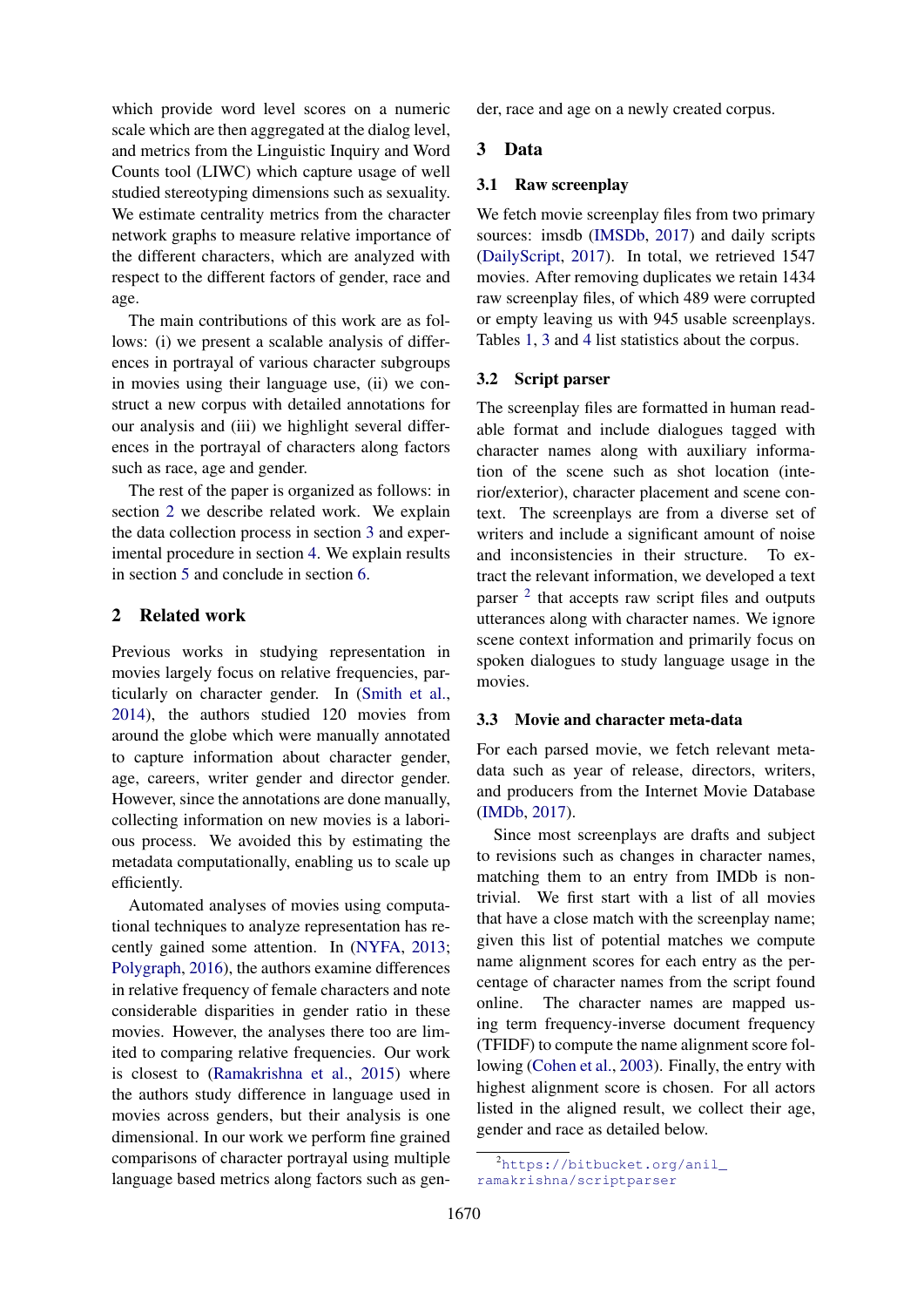which provide word level scores on a numeric scale which are then aggregated at the dialog level, and metrics from the Linguistic Inquiry and Word Counts tool (LIWC) which capture usage of well studied stereotyping dimensions such as sexuality. We estimate centrality metrics from the character network graphs to measure relative importance of the different characters, which are analyzed with respect to the different factors of gender, race and age.

The main contributions of this work are as follows: (i) we present a scalable analysis of differences in portrayal of various character subgroups in movies using their language use, (ii) we construct a new corpus with detailed annotations for our analysis and (iii) we highlight several differences in the portrayal of characters along factors such as race, age and gender.

The rest of the paper is organized as follows: in section 2 we describe related work. We explain the data collection process in section 3 and experimental procedure in section 4. We explain results in section 5 and conclude in section 6.

## 2 Related work

Previous works in studying representation in movies largely focus on relative frequencies, particularly on character gender. In (Smith et al., 2014), the authors studied 120 movies from around the globe which were manually annotated to capture information about character gender, age, careers, writer gender and director gender. However, since the annotations are done manually, collecting information on new movies is a laborious process. We avoided this by estimating the metadata computationally, enabling us to scale up efficiently.

Automated analyses of movies using computational techniques to analyze representation has recently gained some attention. In (NYFA, 2013; Polygraph, 2016), the authors examine differences in relative frequency of female characters and note considerable disparities in gender ratio in these movies. However, the analyses there too are limited to comparing relative frequencies. Our work is closest to (Ramakrishna et al., 2015) where the authors study difference in language used in movies across genders, but their analysis is one dimensional. In our work we perform fine grained comparisons of character portrayal using multiple language based metrics along factors such as gender, race and age on a newly created corpus.

## 3 Data

### 3.1 Raw screenplay

We fetch movie screenplay files from two primary sources: imsdb (IMSDb, 2017) and daily scripts (DailyScript, 2017). In total, we retrieved 1547 movies. After removing duplicates we retain 1434 raw screenplay files, of which 489 were corrupted or empty leaving us with 945 usable screenplays. Tables 1, 3 and 4 list statistics about the corpus.

### 3.2 Script parser

The screenplay files are formatted in human readable format and include dialogues tagged with character names along with auxiliary information of the scene such as shot location (interior/exterior), character placement and scene context. The screenplays are from a diverse set of writers and include a significant amount of noise and inconsistencies in their structure. To extract the relevant information, we developed a text parser [2] that accepts raw script files and outputs utterances along with character names. We ignore scene context information and primarily focus on spoken dialogues to study language usage in the movies.

### 3.3 Movie and character meta-data

For each parsed movie, we fetch relevant metadata such as year of release, directors, writers, and producers from the Internet Movie Database (IMDb, 2017).

Since most screenplays are drafts and subject to revisions such as changes in character names, matching them to an entry from IMDb is non-trivial. We first start with a list of all movies that have a close match with the screenplay name; given this list of potential matches we compute name alignment scores for each entry as the percentage of character names from the script found online. The character names are mapped using term frequency-inverse document frequency (TFIDF) to compute the name alignment score following (Cohen et al., 2003). Finally, the entry with highest alignment score is chosen. For all actors listed in the aligned result, we collect their age, gender and race as detailed below.

[2] https://bitbucket.org/anil_ramakrishna/scriptparser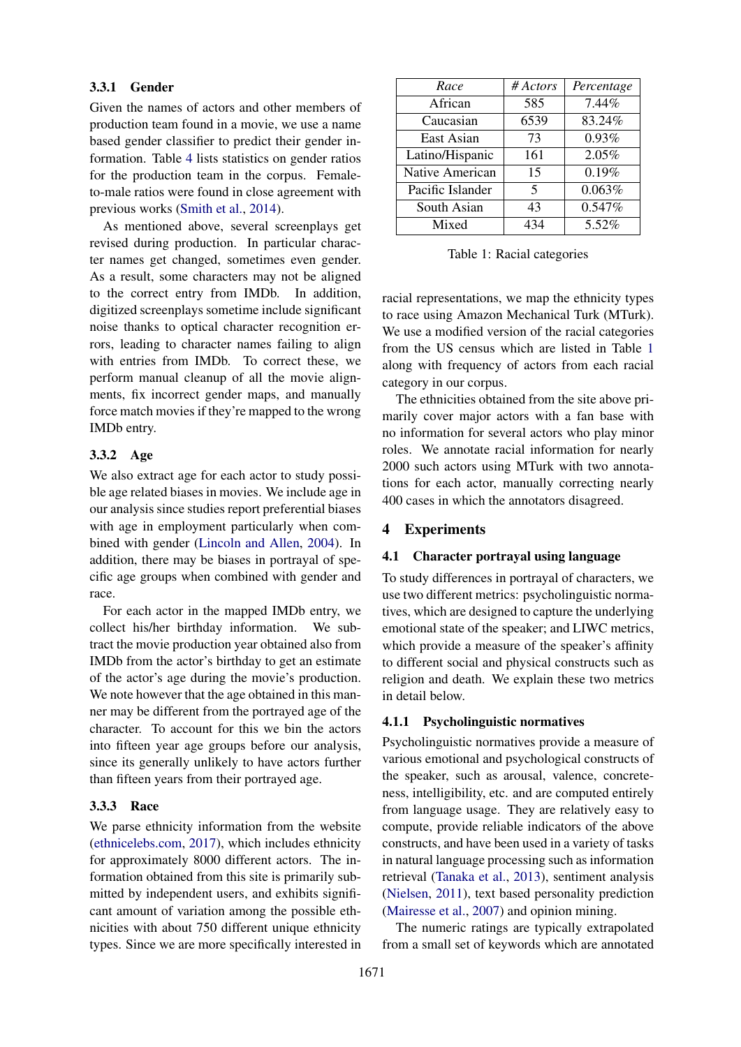#### 3.3.1 Gender

Given the names of actors and other members of production team found in a movie, we use a name based gender classifier to predict their gender information. Table 4 lists statistics on gender ratios for the production team in the corpus. Female-to-male ratios were found in close agreement with previous works (Smith et al., 2014).

As mentioned above, several screenplays get revised during production. In particular character names get changed, sometimes even gender. As a result, some characters may not be aligned to the correct entry from IMDb. In addition, digitized screenplays sometime include significant noise thanks to optical character recognition errors, leading to character names failing to align with entries from IMDb. To correct these, we perform manual cleanup of all the movie alignments, fix incorrect gender maps, and manually force match movies if they're mapped to the wrong IMDb entry.

#### 3.3.2 Age

We also extract age for each actor to study possible age related biases in movies. We include age in our analysis since studies report preferential biases with age in employment particularly when combined with gender (Lincoln and Allen, 2004). In addition, there may be biases in portrayal of specific age groups when combined with gender and race.

For each actor in the mapped IMDb entry, we collect his/her birthday information. We subtract the movie production year obtained also from IMDb from the actor's birthday to get an estimate of the actor's age during the movie's production. We note however that the age obtained in this manner may be different from the portrayed age of the character. To account for this we bin the actors into fifteen year age groups before our analysis, since its generally unlikely to have actors further than fifteen years from their portrayed age.

#### 3.3.3 Race

We parse ethnicity information from the website (ethnicelebs.com, 2017), which includes ethnicity for approximately 8000 different actors. The information obtained from this site is primarily submitted by independent users, and exhibits significant amount of variation among the possible ethnicities with about 750 different unique ethnicity types. Since we are more specifically interested in racial representations, we map the ethnicity types to race using Amazon Mechanical Turk (MTurk). We use a modified version of the racial categories from the US census which are listed in Table 1 along with frequency of actors from each racial category in our corpus.

| *Race* | *# Actors* | *Percentage* |
|---|---|---|
| African | 585 | 7.44% |
| Caucasian | 6539 | 83.24% |
| East Asian | 73 | 0.93% |
| Latino/Hispanic | 161 | 2.05% |
| Native American | 15 | 0.19% |
| Pacific Islander | 5 | 0.063% |
| South Asian | 43 | 0.547% |
| Mixed | 434 | 5.52% |

Table 1: Racial categories

The ethnicities obtained from the site above primarily cover major actors with a fan base with no information for several actors who play minor roles. We annotate racial information for nearly 2000 such actors using MTurk with two annotations for each actor, manually correcting nearly 400 cases in which the annotators disagreed.

## 4 Experiments

### 4.1 Character portrayal using language

To study differences in portrayal of characters, we use two different metrics: psycholinguistic normatives, which are designed to capture the underlying emotional state of the speaker; and LIWC metrics, which provide a measure of the speaker's affinity to different social and physical constructs such as religion and death. We explain these two metrics in detail below.

#### 4.1.1 Psycholinguistic normatives

Psycholinguistic normatives provide a measure of various emotional and psychological constructs of the speaker, such as arousal, valence, concreteness, intelligibility, etc. and are computed entirely from language usage. They are relatively easy to compute, provide reliable indicators of the above constructs, and have been used in a variety of tasks in natural language processing such as information retrieval (Tanaka et al., 2013), sentiment analysis (Nielsen, 2011), text based personality prediction (Mairesse et al., 2007) and opinion mining.

The numeric ratings are typically extrapolated from a small set of keywords which are annotated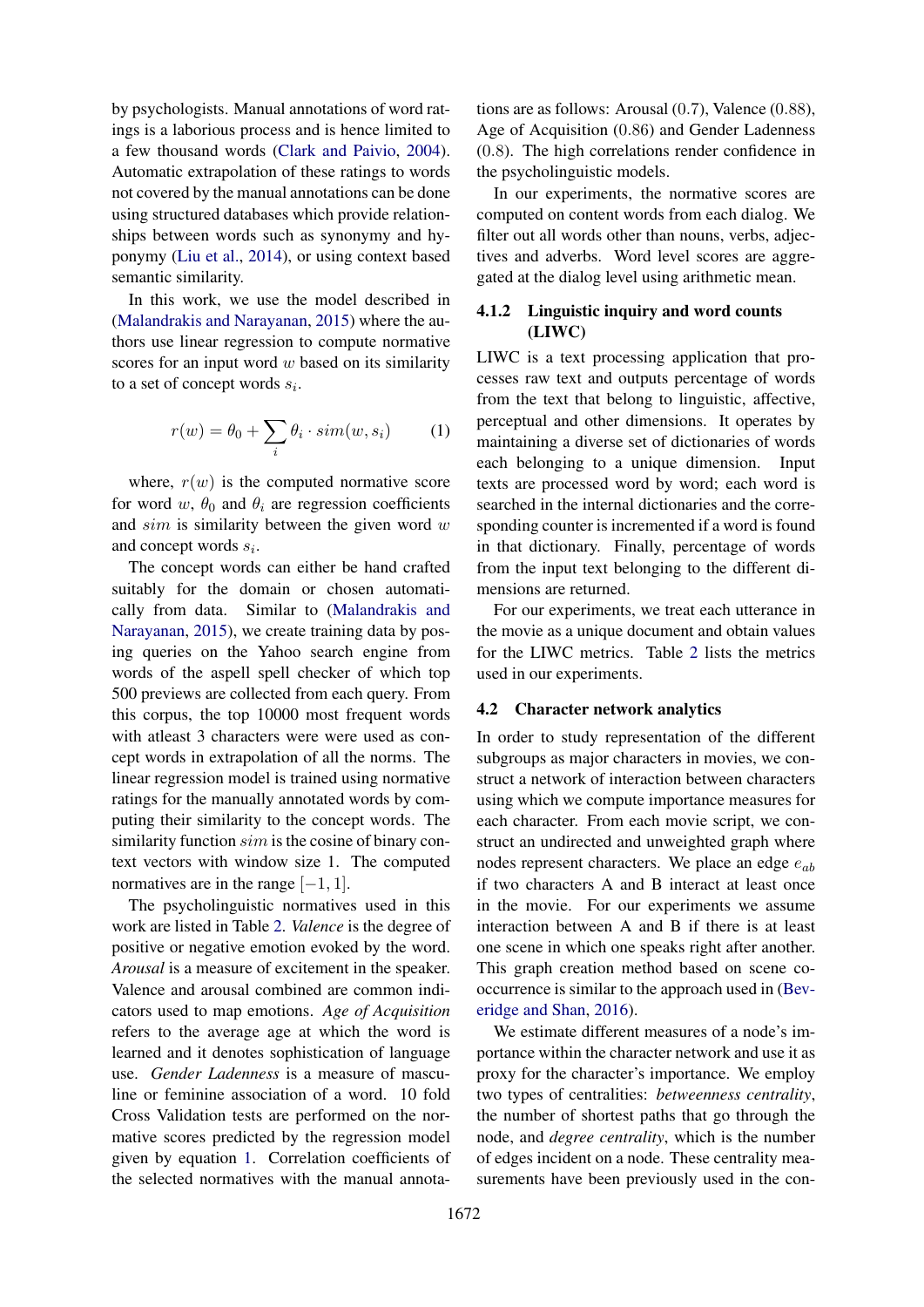by psychologists. Manual annotations of word ratings is a laborious process and is hence limited to a few thousand words (Clark and Paivio, 2004). Automatic extrapolation of these ratings to words not covered by the manual annotations can be done using structured databases which provide relationships between words such as synonymy and hyponymy (Liu et al., 2014), or using context based semantic similarity.

In this work, we use the model described in (Malandrakis and Narayanan, 2015) where the authors use linear regression to compute normative scores for an input word $w$ based on its similarity to a set of concept words $s_i$.

$$r(w) = \theta_0 + \sum_i \theta_i \cdot sim(w, s_i) \qquad (1)$$

where, $r(w)$ is the computed normative score for word $w$, $\theta_0$ and $\theta_i$ are regression coefficients and $sim$ is similarity between the given word $w$ and concept words $s_i$.

The concept words can either be hand crafted suitably for the domain or chosen automatically from data. Similar to (Malandrakis and Narayanan, 2015), we create training data by posing queries on the Yahoo search engine from words of the aspell spell checker of which top 500 previews are collected from each query. From this corpus, the top 10000 most frequent words with atleast 3 characters were used as concept words in extrapolation of all the norms. The linear regression model is trained using normative ratings for the manually annotated words by computing their similarity to the concept words. The similarity function $sim$ is the cosine of binary context vectors with window size 1. The computed normatives are in the range $[-1, 1]$.

The psycholinguistic normatives used in this work are listed in Table 2. *Valence* is the degree of positive or negative emotion evoked by the word. *Arousal* is a measure of excitement in the speaker. Valence and arousal combined are common indicators used to map emotions. *Age of Acquisition* refers to the average age at which the word is learned and it denotes sophistication of language use. *Gender Ladenness* is a measure of masculine or feminine association of a word. 10 fold Cross Validation tests are performed on the normative scores predicted by the regression model given by equation 1. Correlation coefficients of the selected normatives with the manual annotations are as follows: Arousal (0.7), Valence (0.88), Age of Acquisition (0.86) and Gender Ladenness (0.8). The high correlations render confidence in the psycholinguistic models.

In our experiments, the normative scores are computed on content words from each dialog. We filter out all words other than nouns, verbs, adjectives and adverbs. Word level scores are aggregated at the dialog level using arithmetic mean.

#### 4.1.2 Linguistic inquiry and word counts (LIWC)

LIWC is a text processing application that processes raw text and outputs percentage of words from the text that belong to linguistic, affective, perceptual and other dimensions. It operates by maintaining a diverse set of dictionaries of words each belonging to a unique dimension. Input texts are processed word by word; each word is searched in the internal dictionaries and the corresponding counter is incremented if a word is found in that dictionary. Finally, percentage of words from the input text belonging to the different dimensions are returned.

For our experiments, we treat each utterance in the movie as a unique document and obtain values for the LIWC metrics. Table 2 lists the metrics used in our experiments.

### 4.2 Character network analytics

In order to study representation of the different subgroups as major characters in movies, we construct a network of interaction between characters using which we compute importance measures for each character. From each movie script, we construct an undirected and unweighted graph where nodes represent characters. We place an edge $e_{ab}$ if two characters A and B interact at least once in the movie. For our experiments we assume interaction between A and B if there is at least one scene in which one speaks right after another. This graph creation method based on scene co-occurrence is similar to the approach used in (Beveridge and Shan, 2016).

We estimate different measures of a node's importance within the character network and use it as proxy for the character's importance. We employ two types of centralities: *betweenness centrality*, the number of shortest paths that go through the node, and *degree centrality*, which is the number of edges incident on a node. These centrality measurements have been previously used in the con-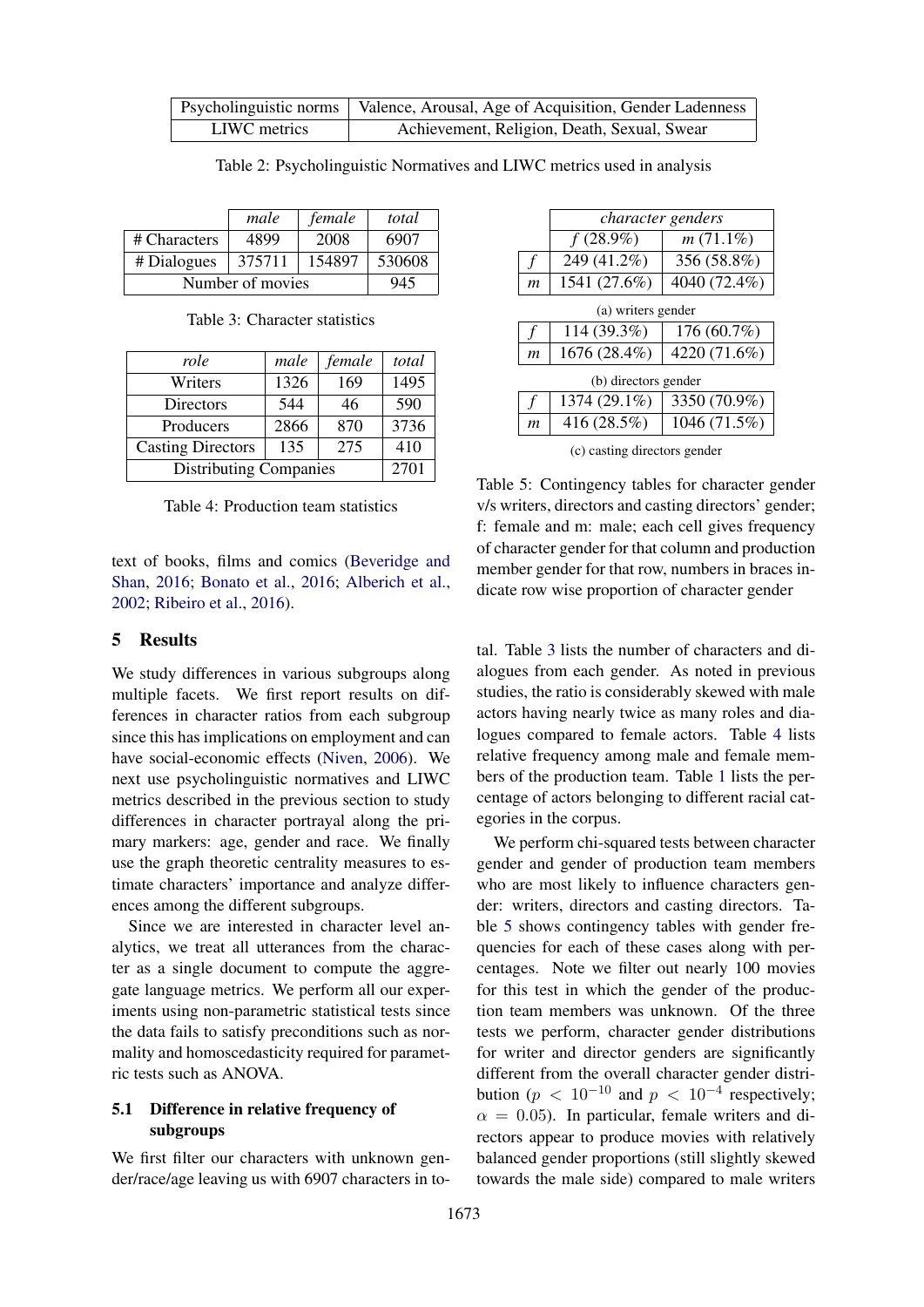| Psycholinguistic norms | Valence, Arousal, Age of Acquisition, Gender Ladenness |
|---|---|
| LIWC metrics | Achievement, Religion, Death, Sexual, Swear |

Table 2: Psycholinguistic Normatives and LIWC metrics used in analysis

| | *male* | *female* | *total* |
|---|---|---|---|
| # Characters | 4899 | 2008 | 6907 |
| # Dialogues | 375711 | 154897 | 530608 |
| Number of movies | | | 945 |

Table 3: Character statistics

| *role* | *male* | *female* | *total* |
|---|---|---|---|
| Writers | 1326 | 169 | 1495 |
| Directors | 544 | 46 | 590 |
| Producers | 2866 | 870 | 3736 |
| Casting Directors | 135 | 275 | 410 |
| Distributing Companies | | | 2701 |

Table 4: Production team statistics

| | *character genders* | |
|---|---|---|
| | *f* (28.9%) | *m* (71.1%) |
| *f* | 249 (41.2%) | 356 (58.8%) |
| *m* | 1541 (27.6%) | 4040 (72.4%) |

(a) writers gender

| | *f* (28.9%) | *m* (71.1%) |
|---|---|---|
| *f* | 114 (39.3%) | 176 (60.7%) |
| *m* | 1676 (28.4%) | 4220 (71.6%) |

(b) directors gender

| | *f* (28.9%) | *m* (71.1%) |
|---|---|---|
| *f* | 1374 (29.1%) | 3350 (70.9%) |
| *m* | 416 (28.5%) | 1046 (71.5%) |

(c) casting directors gender

Table 5: Contingency tables for character gender v/s writers, directors and casting directors' gender; f: female and m: male; each cell gives frequency of character gender for that column and production member gender for that row, numbers in braces indicate row wise proportion of character gender

text of books, films and comics (Beveridge and Shan, 2016; Bonato et al., 2016; Alberich et al., 2002; Ribeiro et al., 2016).

## 5 Results

We study differences in various subgroups along multiple facets. We first report results on differences in character ratios from each subgroup since this has implications on employment and can have social-economic effects (Niven, 2006). We next use psycholinguistic normatives and LIWC metrics described in the previous section to study differences in character portrayal along the primary markers: age, gender and race. We finally use the graph theoretic centrality measures to estimate characters' importance and analyze differences among the different subgroups.

Since we are interested in character level analytics, we treat all utterances from the character as a single document to compute the aggregate language metrics. We perform all our experiments using non-parametric statistical tests since the data fails to satisfy preconditions such as normality and homoscedasticity required for parametric tests such as ANOVA.

### 5.1 Difference in relative frequency of subgroups

We first filter our characters with unknown gender/race/age leaving us with 6907 characters in total. Table 3 lists the number of characters and dialogues from each gender. As noted in previous studies, the ratio is considerably skewed with male actors having nearly twice as many roles and dialogues compared to female actors. Table 4 lists relative frequency among male and female members of the production team. Table 1 lists the percentage of actors belonging to different racial categories in the corpus.

We perform chi-squared tests between character gender and gender of production team members who are most likely to influence characters gender: writers, directors and casting directors. Table 5 shows contingency tables with gender frequencies for each of these cases along with percentages. Note we filter out nearly 100 movies for this test in which the gender of the production team members was unknown. Of the three tests we perform, character gender distributions for writer and director genders are significantly different from the overall character gender distribution ($p < 10^{-10}$ and $p < 10^{-4}$ respectively; $\alpha = 0.05$). In particular, female writers and directors appear to produce movies with relatively balanced gender proportions (still slightly skewed towards the male side) compared to male writers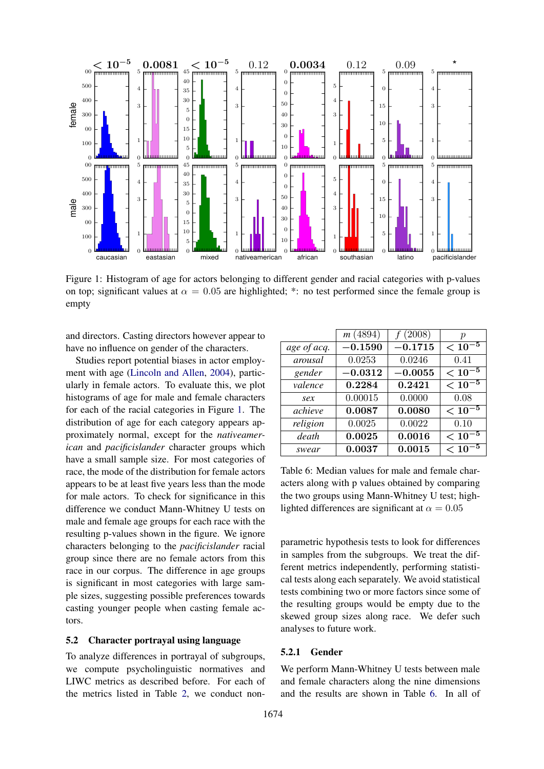Figure 1: Histogram of age for actors belonging to different gender and racial categories with p-values on top; significant values at $\alpha = 0.05$ are highlighted; *: no test performed since the female group is empty

and directors. Casting directors however appear to have no influence on gender of the characters.

Studies report potential biases in actor employment with age (Lincoln and Allen, 2004), particularly in female actors. To evaluate this, we plot histograms of age for male and female characters for each of the racial categories in Figure 1. The distribution of age for each category appears approximately normal, except for the *nativeamerican* and *pacificislander* character groups which have a small sample size. For most categories of race, the mode of the distribution for female actors appears to be at least five years less than the mode for male actors. To check for significance in this difference we conduct Mann-Whitney U tests on male and female age groups for each race with the resulting p-values shown in the figure. We ignore characters belonging to the *pacificislander* racial group since there are no female actors from this race in our corpus. The difference in age groups is significant in most categories with large sample sizes, suggesting possible preferences towards casting younger people when casting female actors.

## 5.2 Character portrayal using language

To analyze differences in portrayal of subgroups, we compute psycholinguistic normatives and LIWC metrics as described before. For each of the metrics listed in Table 2, we conduct non-parametric hypothesis tests to look for differences in samples from the subgroups. We treat the different metrics independently, performing statistical tests along each separately. We avoid statistical tests combining two or more factors since some of the resulting groups would be empty due to the skewed group sizes along race. We defer such analyses to future work.

|  | *m* (4894) | *f* (2008) | $p$ |
|---|---|---|---|
| *age of acq.* | **−0.1590** | **−0.1715** | $< 10^{-5}$ |
| *arousal* | 0.0253 | 0.0246 | 0.41 |
| *gender* | **−0.0312** | **−0.0055** | $< 10^{-5}$ |
| *valence* | **0.2284** | **0.2421** | $< 10^{-5}$ |
| *sex* | 0.00015 | 0.0000 | 0.08 |
| *achieve* | **0.0087** | **0.0080** | $< 10^{-5}$ |
| *religion* | 0.0025 | 0.0022 | 0.10 |
| *death* | **0.0025** | **0.0016** | $< 10^{-5}$ |
| *swear* | **0.0037** | **0.0015** | $< 10^{-5}$ |

Table 6: Median values for male and female characters along with p values obtained by comparing the two groups using Mann-Whitney U test; highlighted differences are significant at $\alpha = 0.05$

### 5.2.1 Gender

We perform Mann-Whitney U tests between male and female characters along the nine dimensions and the results are shown in Table 6. In all of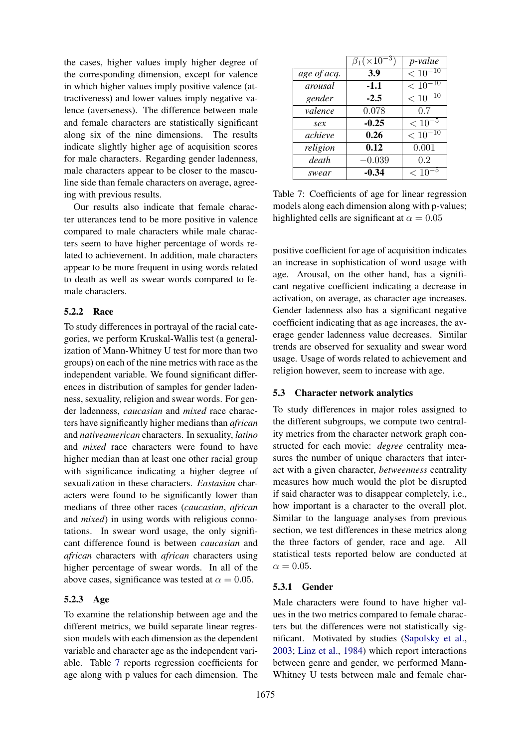the cases, higher values imply higher degree of the corresponding dimension, except for valence in which higher values imply positive valence (attractiveness) and lower values imply negative valence (averseness). The difference between male and female characters are statistically significant along six of the nine dimensions. The results indicate slightly higher age of acquisition scores for male characters. Regarding gender ladenness, male characters appear to be closer to the masculine side than female characters on average, agreeing with previous results.

Our results also indicate that female character utterances tend to be more positive in valence compared to male characters while male characters seem to have higher percentage of words related to achievement. In addition, male characters appear to be more frequent in using words related to death as well as swear words compared to female characters.

#### 5.2.2 Race

To study differences in portrayal of the racial categories, we perform Kruskal-Wallis test (a generalization of Mann-Whitney U test for more than two groups) on each of the nine metrics with race as the independent variable. We found significant differences in distribution of samples for gender ladenness, sexuality, religion and swear words. For gender ladenness, *caucasian* and *mixed* race characters have significantly higher medians than *african* and *nativeamerican* characters. In sexuality, *latino* and *mixed* race characters were found to have higher median than at least one other racial group with significance indicating a higher degree of sexualization in these characters. *Eastasian* characters were found to be significantly lower than medians of three other races (*caucasian*, *african* and *mixed*) in using words with religious connotations. In swear word usage, the only significant difference found is between *caucasian* and *african* characters with *african* characters using higher percentage of swear words. In all of the above cases, significance was tested at $\alpha = 0.05$.

#### 5.2.3 Age

To examine the relationship between age and the different metrics, we build separate linear regression models with each dimension as the dependent variable and character age as the independent variable. Table 7 reports regression coefficients for age along with p values for each dimension. The positive coefficient for age of acquisition indicates an increase in sophistication of word usage with age. Arousal, on the other hand, has a significant negative coefficient indicating a decrease in activation, on average, as character age increases. Gender ladenness also has a significant negative coefficient indicating that as age increases, the average gender ladenness value decreases. Similar trends are observed for sexuality and swear word usage. Usage of words related to achievement and religion however, seem to increase with age.

| | $\beta_1 (\times 10^{-3})$ | *p-value* |
|---|---|---|
| *age of acq.* | **3.9** | $< 10^{-10}$ |
| *arousal* | **-1.1** | $< 10^{-10}$ |
| *gender* | **-2.5** | $< 10^{-10}$ |
| *valence* | 0.078 | 0.7 |
| *sex* | **-0.25** | $< 10^{-5}$ |
| *achieve* | **0.26** | $< 10^{-10}$ |
| *religion* | **0.12** | 0.001 |
| *death* | $-0.039$ | 0.2 |
| *swear* | **-0.34** | $< 10^{-5}$ |

Table 7: Coefficients of age for linear regression models along each dimension along with p-values; highlighted cells are significant at $\alpha = 0.05$

### 5.3 Character network analytics

To study differences in major roles assigned to the different subgroups, we compute two centrality metrics from the character network graph constructed for each movie: *degree* centrality measures the number of unique characters that interact with a given character, *betweenness* centrality measures how much would the plot be disrupted if said character was to disappear completely, i.e., how important is a character to the overall plot. Similar to the language analyses from previous section, we test differences in these metrics along the three factors of gender, race and age. All statistical tests reported below are conducted at $\alpha = 0.05$.

#### 5.3.1 Gender

Male characters were found to have higher values in the two metrics compared to female characters but the differences were not statistically significant. Motivated by studies (Sapolsky et al., 2003; Linz et al., 1984) which report interactions between genre and gender, we performed Mann-Whitney U tests between male and female char-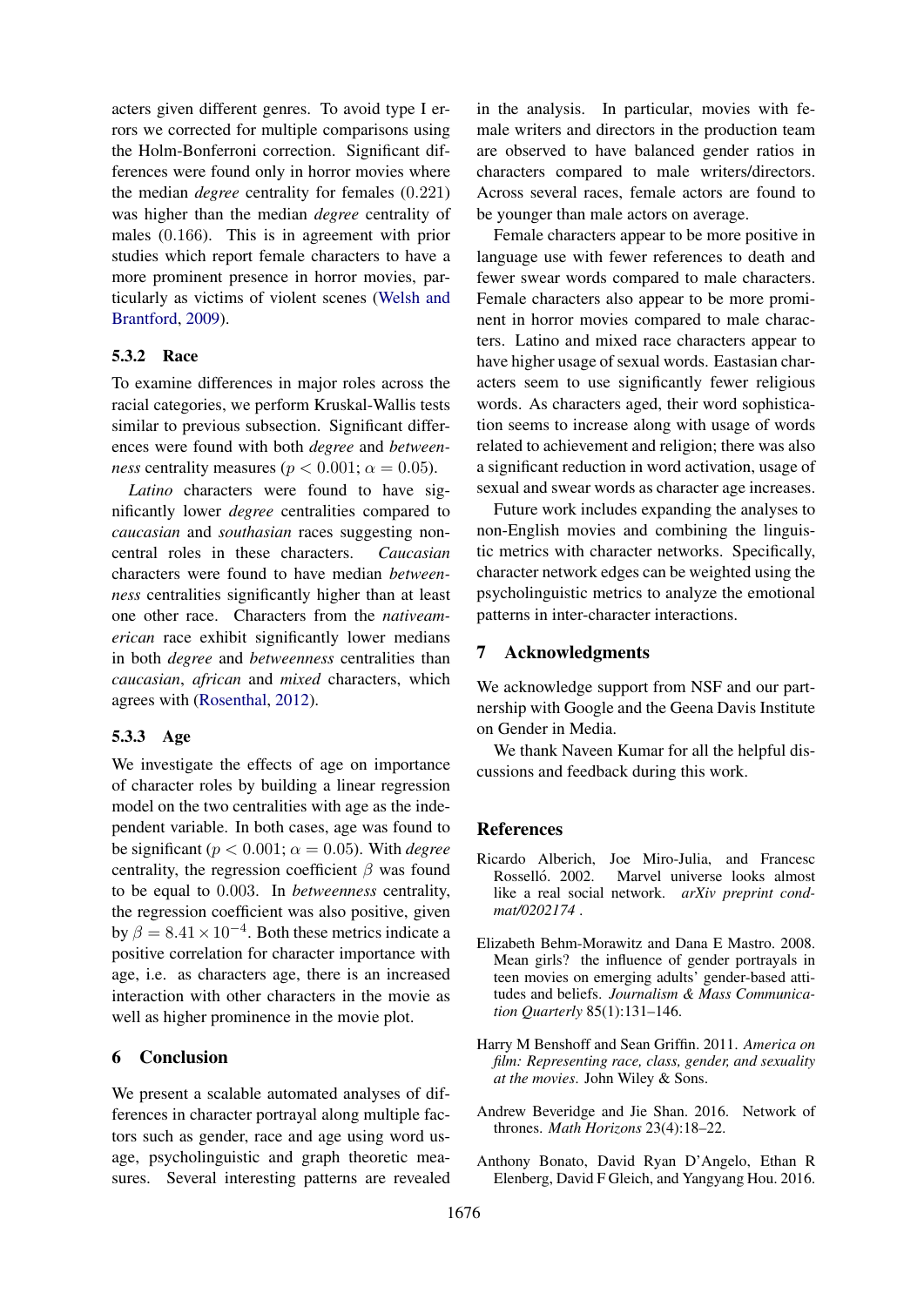acters given different genres. To avoid type I errors we corrected for multiple comparisons using the Holm-Bonferroni correction. Significant differences were found only in horror movies where the median *degree* centrality for females (0.221) was higher than the median *degree* centrality of males (0.166). This is in agreement with prior studies which report female characters to have a more prominent presence in horror movies, particularly as victims of violent scenes (Welsh and Brantford, 2009).

### 5.3.2 Race

To examine differences in major roles across the racial categories, we perform Kruskal-Wallis tests similar to previous subsection. Significant differences were found with both *degree* and *betweenness* centrality measures ($p < 0.001$; $\alpha = 0.05$).

*Latino* characters were found to have significantly lower *degree* centralities compared to *caucasian* and *southasian* races suggesting non-central roles in these characters. *Caucasian* characters were found to have median *betweenness* centralities significantly higher than at least one other race. Characters from the *nativeamerican* race exhibit significantly lower medians in both *degree* and *betweenness* centralities than *caucasian*, *african* and *mixed* characters, which agrees with (Rosenthal, 2012).

### 5.3.3 Age

We investigate the effects of age on importance of character roles by building a linear regression model on the two centralities with age as the independent variable. In both cases, age was found to be significant ($p < 0.001$; $\alpha = 0.05$). With *degree* centrality, the regression coefficient $\beta$ was found to be equal to 0.003. In *betweenness* centrality, the regression coefficient was also positive, given by $\beta = 8.41 \times 10^{-4}$. Both these metrics indicate a positive correlation for character importance with age, i.e. as characters age, there is an increased interaction with other characters in the movie as well as higher prominence in the movie plot.

## 6 Conclusion

We present a scalable automated analyses of differences in character portrayal along multiple factors such as gender, race and age using word usage, psycholinguistic and graph theoretic measures. Several interesting patterns are revealed in the analysis. In particular, movies with female writers and directors in the production team are observed to have balanced gender ratios in characters compared to male writers/directors. Across several races, female actors are found to be younger than male actors on average.

Female characters appear to be more positive in language use with fewer references to death and fewer swear words compared to male characters. Female characters also appear to be more prominent in horror movies compared to male characters. Latino and mixed race characters appear to have higher usage of sexual words. Eastasian characters seem to use significantly fewer religious words. As characters aged, their word sophistication seems to increase along with usage of words related to achievement and religion; there was also a significant reduction in word activation, usage of sexual and swear words as character age increases.

Future work includes expanding the analyses to non-English movies and combining the linguistic metrics with character networks. Specifically, character network edges can be weighted using the psycholinguistic metrics to analyze the emotional patterns in inter-character interactions.

## 7 Acknowledgments

We acknowledge support from NSF and our partnership with Google and the Geena Davis Institute on Gender in Media.

We thank Naveen Kumar for all the helpful discussions and feedback during this work.

## References

Ricardo Alberich, Joe Miro-Julia, and Francesc Rosselló. 2002. Marvel universe looks almost like a real social network. *arXiv preprint cond-mat/0202174* .

Elizabeth Behm-Morawitz and Dana E Mastro. 2008. Mean girls? the influence of gender portrayals in teen movies on emerging adults' gender-based attitudes and beliefs. *Journalism & Mass Communication Quarterly* 85(1):131–146.

Harry M Benshoff and Sean Griffin. 2011. *America on film: Representing race, class, gender, and sexuality at the movies*. John Wiley & Sons.

Andrew Beveridge and Jie Shan. 2016. Network of thrones. *Math Horizons* 23(4):18–22.

Anthony Bonato, David Ryan D'Angelo, Ethan R Elenberg, David F Gleich, and Yangyang Hou. 2016.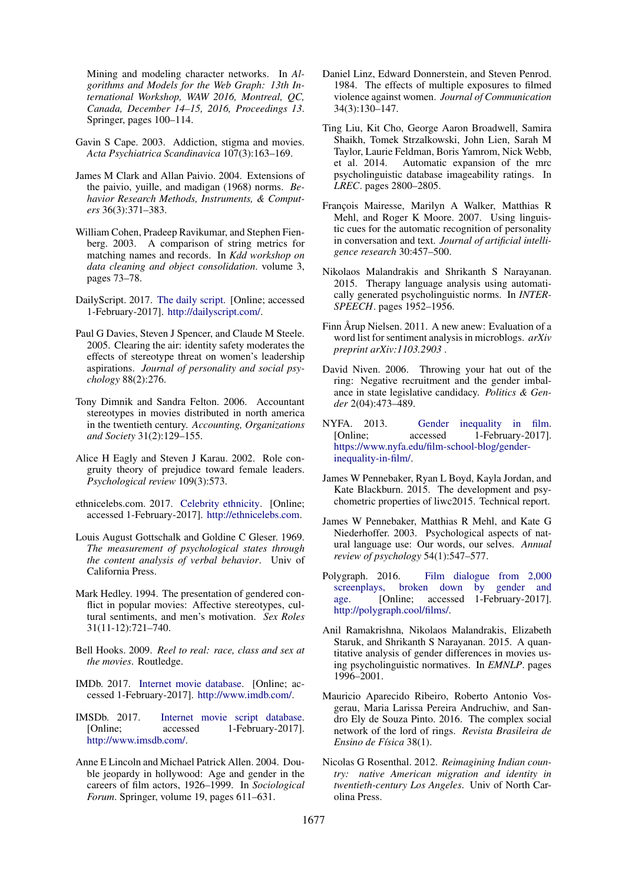Mining and modeling character networks. In *Algorithms and Models for the Web Graph: 13th International Workshop, WAW 2016, Montreal, QC, Canada, December 14–15, 2016, Proceedings 13*. Springer, pages 100–114.

Gavin S Cape. 2003. Addiction, stigma and movies. *Acta Psychiatrica Scandinavica* 107(3):163–169.

James M Clark and Allan Paivio. 2004. Extensions of the paivio, yuille, and madigan (1968) norms. *Behavior Research Methods, Instruments, & Computers* 36(3):371–383.

William Cohen, Pradeep Ravikumar, and Stephen Fienberg. 2003. A comparison of string metrics for matching names and records. In *Kdd workshop on data cleaning and object consolidation*. volume 3, pages 73–78.

DailyScript. 2017. The daily script. [Online; accessed 1-February-2017]. http://dailyscript.com/.

Paul G Davies, Steven J Spencer, and Claude M Steele. 2005. Clearing the air: identity safety moderates the effects of stereotype threat on women's leadership aspirations. *Journal of personality and social psychology* 88(2):276.

Tony Dimnik and Sandra Felton. 2006. Accountant stereotypes in movies distributed in north america in the twentieth century. *Accounting, Organizations and Society* 31(2):129–155.

Alice H Eagly and Steven J Karau. 2002. Role congruity theory of prejudice toward female leaders. *Psychological review* 109(3):573.

ethnicelebs.com. 2017. Celebrity ethnicity. [Online; accessed 1-February-2017]. http://ethnicelebs.com.

Louis August Gottschalk and Goldine C Gleser. 1969. *The measurement of psychological states through the content analysis of verbal behavior*. Univ of California Press.

Mark Hedley. 1994. The presentation of gendered conflict in popular movies: Affective stereotypes, cultural sentiments, and men's motivation. *Sex Roles* 31(11-12):721–740.

Bell Hooks. 2009. *Reel to real: race, class and sex at the movies*. Routledge.

IMDb. 2017. Internet movie database. [Online; accessed 1-February-2017]. http://www.imdb.com/.

IMSDb. 2017. Internet movie script database. [Online; accessed 1-February-2017]. http://www.imsdb.com/.

Anne E Lincoln and Michael Patrick Allen. 2004. Double jeopardy in hollywood: Age and gender in the careers of film actors, 1926–1999. In *Sociological Forum*. Springer, volume 19, pages 611–631.

Daniel Linz, Edward Donnerstein, and Steven Penrod. 1984. The effects of multiple exposures to filmed violence against women. *Journal of Communication* 34(3):130–147.

Ting Liu, Kit Cho, George Aaron Broadwell, Samira Shaikh, Tomek Strzalkowski, John Lien, Sarah M Taylor, Laurie Feldman, Boris Yamrom, Nick Webb, et al. 2014. Automatic expansion of the mrc psycholinguistic database imageability ratings. In *LREC*. pages 2800–2805.

François Mairesse, Marilyn A Walker, Matthias R Mehl, and Roger K Moore. 2007. Using linguistic cues for the automatic recognition of personality in conversation and text. *Journal of artificial intelligence research* 30:457–500.

Nikolaos Malandrakis and Shrikanth S Narayanan. 2015. Therapy language analysis using automatically generated psycholinguistic norms. In *INTERSPEECH*. pages 1952–1956.

Finn Årup Nielsen. 2011. A new anew: Evaluation of a word list for sentiment analysis in microblogs. *arXiv preprint arXiv:1103.2903* .

David Niven. 2006. Throwing your hat out of the ring: Negative recruitment and the gender imbalance in state legislative candidacy. *Politics & Gender* 2(04):473–489.

NYFA. 2013. Gender inequality in film. [Online; accessed 1-February-2017]. https://www.nyfa.edu/film-school-blog/gender-inequality-in-film/.

James W Pennebaker, Ryan L Boyd, Kayla Jordan, and Kate Blackburn. 2015. The development and psychometric properties of liwc2015. Technical report.

James W Pennebaker, Matthias R Mehl, and Kate G Niederhoffer. 2003. Psychological aspects of natural language use: Our words, our selves. *Annual review of psychology* 54(1):547–577.

Polygraph. 2016. Film dialogue from 2,000 screenplays, broken down by gender and age. [Online; accessed 1-February-2017]. http://polygraph.cool/films/.

Anil Ramakrishna, Nikolaos Malandrakis, Elizabeth Staruk, and Shrikanth S Narayanan. 2015. A quantitative analysis of gender differences in movies using psycholinguistic normatives. In *EMNLP*. pages 1996–2001.

Mauricio Aparecido Ribeiro, Roberto Antonio Vosgerau, Maria Larissa Pereira Andruchiw, and Sandro Ely de Souza Pinto. 2016. The complex social network of the lord of rings. *Revista Brasileira de Ensino de Física* 38(1).

Nicolas G Rosenthal. 2012. *Reimagining Indian country: native American migration and identity in twentieth-century Los Angeles*. Univ of North Carolina Press.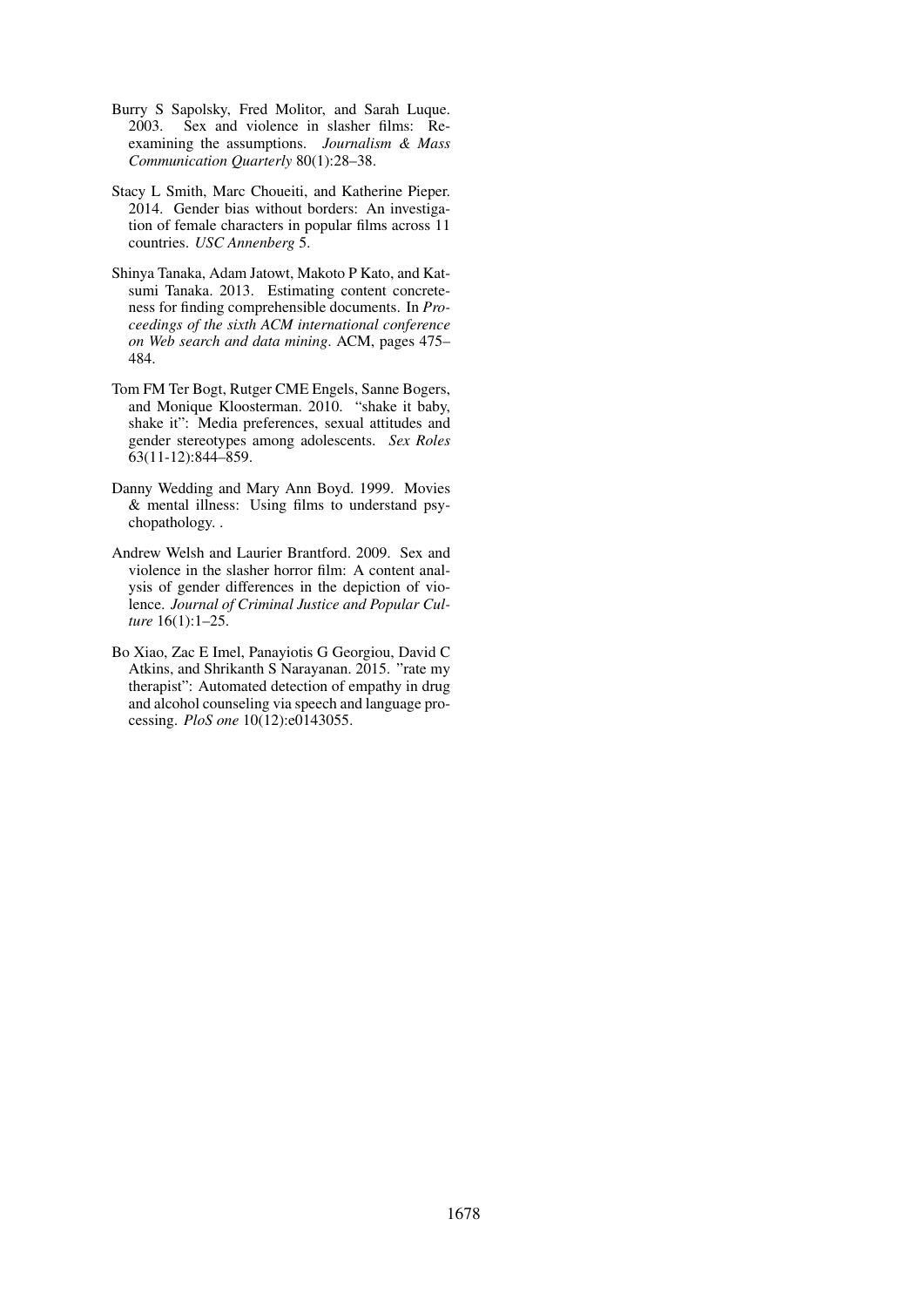Burry S Sapolsky, Fred Molitor, and Sarah Luque. 2003. Sex and violence in slasher films: Re-examining the assumptions. *Journalism & Mass Communication Quarterly* 80(1):28–38.

Stacy L Smith, Marc Choueiti, and Katherine Pieper. 2014. Gender bias without borders: An investigation of female characters in popular films across 11 countries. *USC Annenberg* 5.

Shinya Tanaka, Adam Jatowt, Makoto P Kato, and Katsumi Tanaka. 2013. Estimating content concreteness for finding comprehensible documents. In *Proceedings of the sixth ACM international conference on Web search and data mining*. ACM, pages 475–484.

Tom FM Ter Bogt, Rutger CME Engels, Sanne Bogers, and Monique Kloosterman. 2010. "shake it baby, shake it": Media preferences, sexual attitudes and gender stereotypes among adolescents. *Sex Roles* 63(11-12):844–859.

Danny Wedding and Mary Ann Boyd. 1999. Movies & mental illness: Using films to understand psychopathology. .

Andrew Welsh and Laurier Brantford. 2009. Sex and violence in the slasher horror film: A content analysis of gender differences in the depiction of violence. *Journal of Criminal Justice and Popular Culture* 16(1):1–25.

Bo Xiao, Zac E Imel, Panayiotis G Georgiou, David C Atkins, and Shrikanth S Narayanan. 2015. "rate my therapist": Automated detection of empathy in drug and alcohol counseling via speech and language processing. *PloS one* 10(12):e0143055.